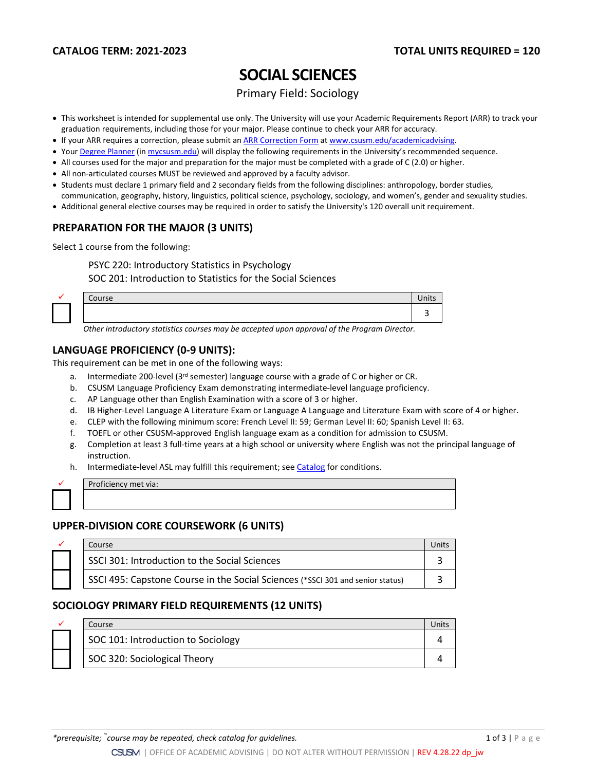**CATALOG TERM: 2021-2023** | **TOTAL UNITS REQUIRED = 120**

# SOCIAL SCIENCES

Primary Field: Sociology

- This worksheet is intended for supplemental use only. The University will use your Academic Requirements Report (ARR) to track your graduation requirements, including those for your major. Please continue to check your ARR for accuracy.
- If your ARR requires a correction, please submit an ARR Correction Form at www.csusm.edu/academicadvising.
- Your Degree Planner (in mycsusm.edu) will display the following requirements in the University's recommended sequence.
- All courses used for the major and preparation for the major must be completed with a grade of C (2.0) or higher.
- All non-articulated courses MUST be reviewed and approved by a faculty advisor.
- Students must declare 1 primary field and 2 secondary fields from the following disciplines: anthropology, border studies, communication, geography, history, linguistics, political science, psychology, sociology, and women's, gender and sexuality studies.
- Additional general elective courses may be required in order to satisfy the University's 120 overall unit requirement.

## PREPARATION FOR THE MAJOR (3 UNITS)

Select 1 course from the following:

PSYC 220: Introductory Statistics in Psychology
SOC 201: Introduction to Statistics for the Social Sciences

| ✓ | Course | Units |
|---|---|---|
| ☐ | | 3 |

*Other introductory statistics courses may be accepted upon approval of the Program Director.*

## LANGUAGE PROFICIENCY (0-9 UNITS):

This requirement can be met in one of the following ways:

a. Intermediate 200-level (3rd semester) language course with a grade of C or higher or CR.
b. CSUSM Language Proficiency Exam demonstrating intermediate-level language proficiency.
c. AP Language other than English Examination with a score of 3 or higher.
d. IB Higher-Level Language A Literature Exam or Language A Language and Literature Exam with score of 4 or higher.
e. CLEP with the following minimum score: French Level II: 59; German Level II: 60; Spanish Level II: 63.
f. TOEFL or other CSUSM-approved English language exam as a condition for admission to CSUSM.
g. Completion at least 3 full-time years at a high school or university where English was not the principal language of instruction.
h. Intermediate-level ASL may fulfill this requirement; see Catalog for conditions.

| ✓ | Proficiency met via: |
|---|---|
| ☐ | |

## UPPER-DIVISION CORE COURSEWORK (6 UNITS)

| ✓ | Course | Units |
|---|---|---|
| ☐ | SSCI 301: Introduction to the Social Sciences | 3 |
| ☐ | SSCI 495: Capstone Course in the Social Sciences (*SSCI 301 and senior status) | 3 |

## SOCIOLOGY PRIMARY FIELD REQUIREMENTS (12 UNITS)

| ✓ | Course | Units |
|---|---|---|
| ☐ | SOC 101: Introduction to Sociology | 4 |
| ☐ | SOC 320: Sociological Theory | 4 |

*\*prerequisite; ˜course may be repeated, check catalog for guidelines.*

CSUSM | OFFICE OF ACADEMIC ADVISING | DO NOT ALTER WITHOUT PERMISSION | REV 4.28.22 dp_jw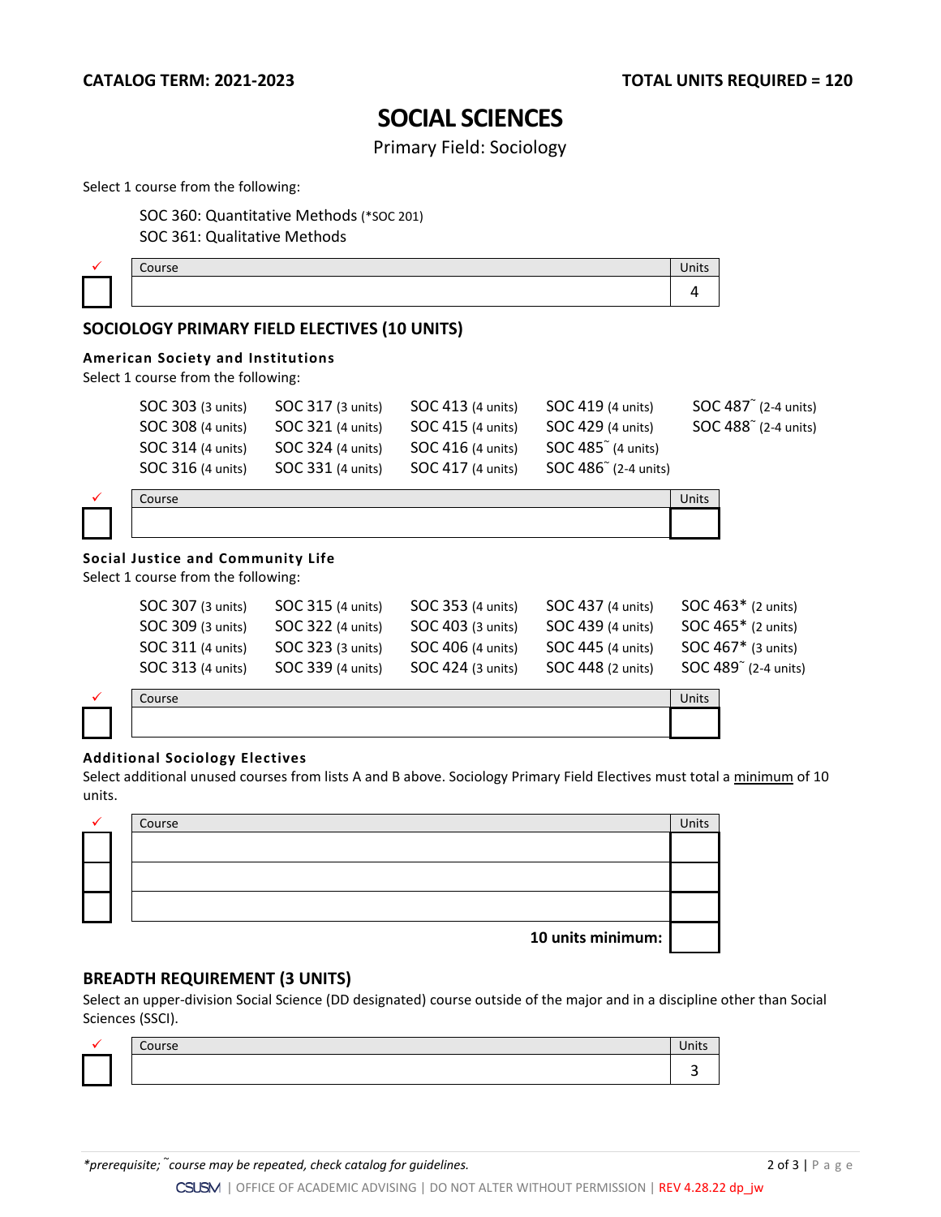CATALOG TERM: 2021-2023 | TOTAL UNITS REQUIRED = 120

# SOCIAL SCIENCES

Primary Field: Sociology

Select 1 course from the following:

- SOC 360: Quantitative Methods (*SOC 201)
- SOC 361: Qualitative Methods

| ✓ | Course | Units |
|---|---|---|
| ☐ | | 4 |

## SOCIOLOGY PRIMARY FIELD ELECTIVES (10 UNITS)

### American Society and Institutions

Select 1 course from the following:

| | | | | |
|---|---|---|---|---|
| SOC 303 (3 units) | SOC 317 (3 units) | SOC 413 (4 units) | SOC 419 (4 units) | SOC 487˜ (2-4 units) |
| SOC 308 (4 units) | SOC 321 (4 units) | SOC 415 (4 units) | SOC 429 (4 units) | SOC 488˜ (2-4 units) |
| SOC 314 (4 units) | SOC 324 (4 units) | SOC 416 (4 units) | SOC 485˜ (4 units) | |
| SOC 316 (4 units) | SOC 331 (4 units) | SOC 417 (4 units) | SOC 486˜ (2-4 units) | |

| ✓ | Course | Units |
|---|---|---|
| ☐ | | |

### Social Justice and Community Life

Select 1 course from the following:

| | | | | |
|---|---|---|---|---|
| SOC 307 (3 units) | SOC 315 (4 units) | SOC 353 (4 units) | SOC 437 (4 units) | SOC 463* (2 units) |
| SOC 309 (3 units) | SOC 322 (4 units) | SOC 403 (3 units) | SOC 439 (4 units) | SOC 465* (2 units) |
| SOC 311 (4 units) | SOC 323 (3 units) | SOC 406 (4 units) | SOC 445 (4 units) | SOC 467* (3 units) |
| SOC 313 (4 units) | SOC 339 (4 units) | SOC 424 (3 units) | SOC 448 (2 units) | SOC 489˜ (2-4 units) |

| ✓ | Course | Units |
|---|---|---|
| ☐ | | |

### Additional Sociology Electives

Select additional unused courses from lists A and B above. Sociology Primary Field Electives must total a minimum of 10 units.

| ✓ | Course | Units |
|---|---|---|
| ☐ | | |
| ☐ | | |
| ☐ | | |
| | **10 units minimum:** | |

## BREADTH REQUIREMENT (3 UNITS)

Select an upper-division Social Science (DD designated) course outside of the major and in a discipline other than Social Sciences (SSCI).

| ✓ | Course | Units |
|---|---|---|
| ☐ | | 3 |

*\*prerequisite; ˜course may be repeated, check catalog for guidelines.*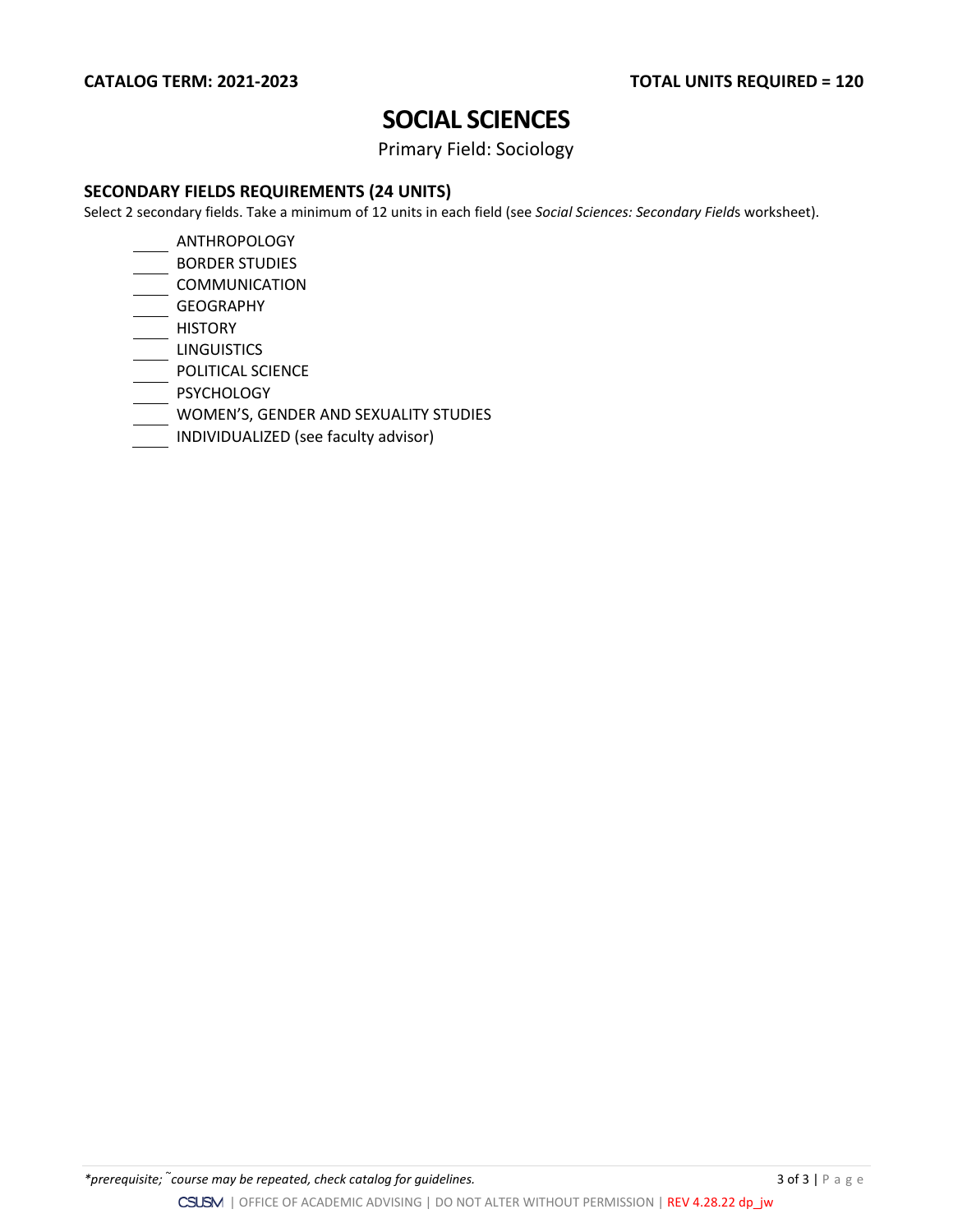**CATALOG TERM: 2021-2023** **TOTAL UNITS REQUIRED = 120**

# SOCIAL SCIENCES

Primary Field: Sociology

## SECONDARY FIELDS REQUIREMENTS (24 UNITS)

Select 2 secondary fields. Take a minimum of 12 units in each field (see *Social Sciences: Secondary Field*s worksheet).

_____ ANTHROPOLOGY
_____ BORDER STUDIES
_____ COMMUNICATION
_____ GEOGRAPHY
_____ HISTORY
_____ LINGUISTICS
_____ POLITICAL SCIENCE
_____ PSYCHOLOGY
_____ WOMEN'S, GENDER AND SEXUALITY STUDIES
_____ INDIVIDUALIZED (see faculty advisor)

*\*prerequisite; ˜course may be repeated, check catalog for guidelines.*

CSUSM | OFFICE OF ACADEMIC ADVISING | DO NOT ALTER WITHOUT PERMISSION | REV 4.28.22 dp_jw